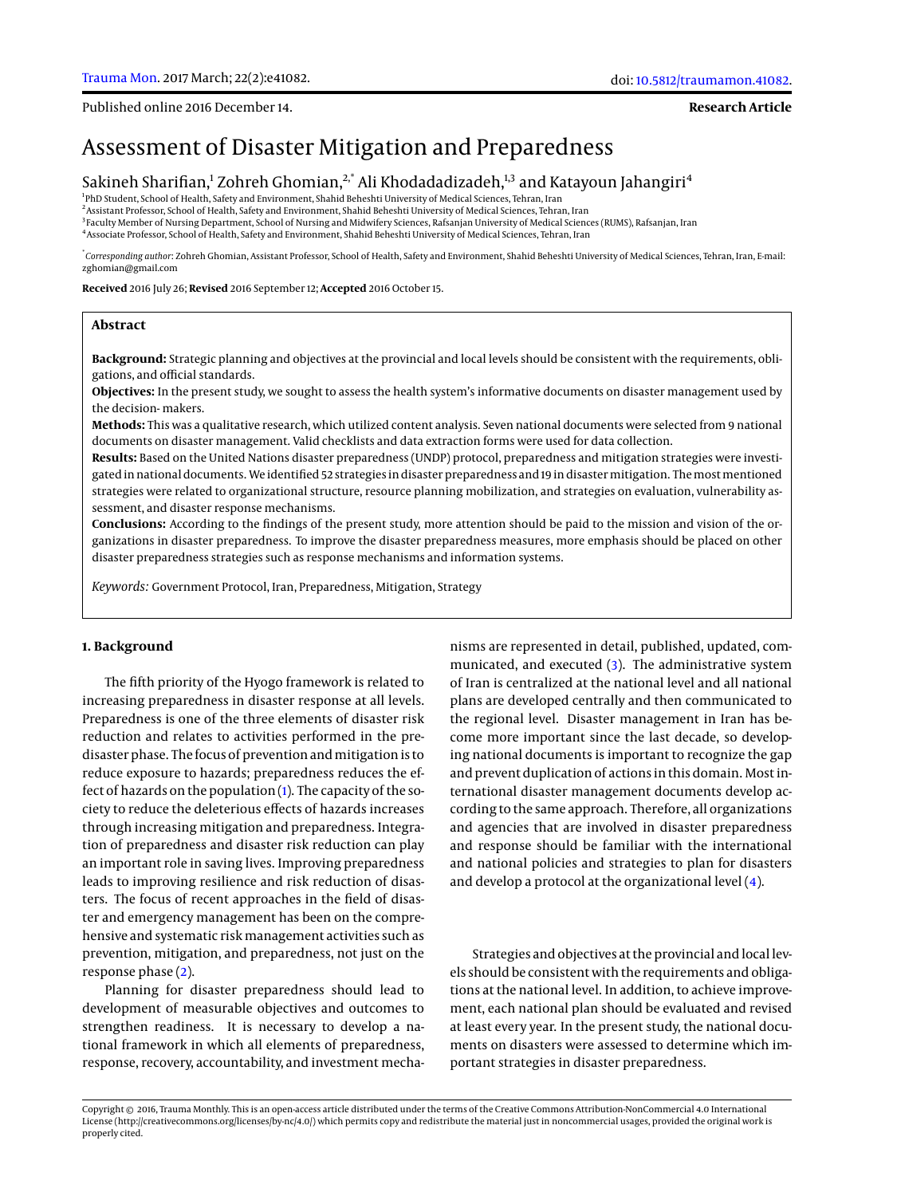Published online 2016 December 14.

**Research Article**

# Assessment of Disaster Mitigation and Preparedness

Sakineh Sharifian,[1] Zohreh Ghomian,[2,*] Ali Khodadadizadeh,[1,3] and Katayoun Jahangiri[4]

[1]PhD Student, School of Health, Safety and Environment, Shahid Beheshti University of Medical Sciences, Tehran, Iran
[2]Assistant Professor, School of Health, Safety and Environment, Shahid Beheshti University of Medical Sciences, Tehran, Iran
[3]Faculty Member of Nursing Department, School of Nursing and Midwifery Sciences, Rafsanjan University of Medical Sciences (RUMS), Rafsanjan, Iran
[4]Associate Professor, School of Health, Safety and Environment, Shahid Beheshti University of Medical Sciences, Tehran, Iran

[*]*Corresponding author*: Zohreh Ghomian, Assistant Professor, School of Health, Safety and Environment, Shahid Beheshti University of Medical Sciences, Tehran, Iran, E-mail: zghomian@gmail.com

**Received** 2016 July 26; **Revised** 2016 September 12; **Accepted** 2016 October 15.

## Abstract

**Background:** Strategic planning and objectives at the provincial and local levels should be consistent with the requirements, obligations, and official standards.

**Objectives:** In the present study, we sought to assess the health system's informative documents on disaster management used by the decision- makers.

**Methods:** This was a qualitative research, which utilized content analysis. Seven national documents were selected from 9 national documents on disaster management. Valid checklists and data extraction forms were used for data collection.

**Results:** Based on the United Nations disaster preparedness (UNDP) protocol, preparedness and mitigation strategies were investigated in national documents. We identified 52 strategies in disaster preparedness and 19 in disaster mitigation. The most mentioned strategies were related to organizational structure, resource planning mobilization, and strategies on evaluation, vulnerability assessment, and disaster response mechanisms.

**Conclusions:** According to the findings of the present study, more attention should be paid to the mission and vision of the organizations in disaster preparedness. To improve the disaster preparedness measures, more emphasis should be placed on other disaster preparedness strategies such as response mechanisms and information systems.

*Keywords:* Government Protocol, Iran, Preparedness, Mitigation, Strategy

## 1. Background

The fifth priority of the Hyogo framework is related to increasing preparedness in disaster response at all levels. Preparedness is one of the three elements of disaster risk reduction and relates to activities performed in the pre-disaster phase. The focus of prevention and mitigation is to reduce exposure to hazards; preparedness reduces the effect of hazards on the population (1). The capacity of the society to reduce the deleterious effects of hazards increases through increasing mitigation and preparedness. Integration of preparedness and disaster risk reduction can play an important role in saving lives. Improving preparedness leads to improving resilience and risk reduction of disasters. The focus of recent approaches in the field of disaster and emergency management has been on the comprehensive and systematic risk management activities such as prevention, mitigation, and preparedness, not just on the response phase (2).

Planning for disaster preparedness should lead to development of measurable objectives and outcomes to strengthen readiness. It is necessary to develop a national framework in which all elements of preparedness, response, recovery, accountability, and investment mechanisms are represented in detail, published, updated, communicated, and executed (3). The administrative system of Iran is centralized at the national level and all national plans are developed centrally and then communicated to the regional level. Disaster management in Iran has become more important since the last decade, so developing national documents is important to recognize the gap and prevent duplication of actions in this domain. Most international disaster management documents develop according to the same approach. Therefore, all organizations and agencies that are involved in disaster preparedness and response should be familiar with the international and national policies and strategies to plan for disasters and develop a protocol at the organizational level (4).

Strategies and objectives at the provincial and local levels should be consistent with the requirements and obligations at the national level. In addition, to achieve improvement, each national plan should be evaluated and revised at least every year. In the present study, the national documents on disasters were assessed to determine which important strategies in disaster preparedness.

Copyright © 2016, Trauma Monthly. This is an open-access article distributed under the terms of the Creative Commons Attribution-NonCommercial 4.0 International License (http://creativecommons.org/licenses/by-nc/4.0/) which permits copy and redistribute the material just in noncommercial usages, provided the original work is properly cited.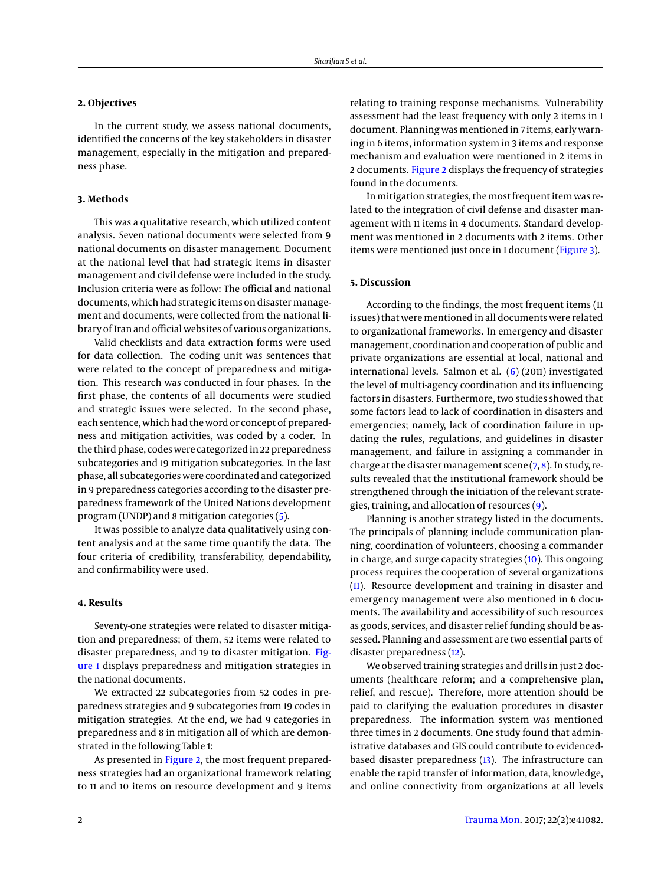## 2. Objectives

In the current study, we assess national documents, identified the concerns of the key stakeholders in disaster management, especially in the mitigation and preparedness phase.

## 3. Methods

This was a qualitative research, which utilized content analysis. Seven national documents were selected from 9 national documents on disaster management. Document at the national level that had strategic items in disaster management and civil defense were included in the study. Inclusion criteria were as follow: The official and national documents, which had strategic items on disaster management and documents, were collected from the national library of Iran and official websites of various organizations.

Valid checklists and data extraction forms were used for data collection. The coding unit was sentences that were related to the concept of preparedness and mitigation. This research was conducted in four phases. In the first phase, the contents of all documents were studied and strategic issues were selected. In the second phase, each sentence, which had the word or concept of preparedness and mitigation activities, was coded by a coder. In the third phase, codes were categorized in 22 preparedness subcategories and 19 mitigation subcategories. In the last phase, all subcategories were coordinated and categorized in 9 preparedness categories according to the disaster preparedness framework of the United Nations development program (UNDP) and 8 mitigation categories (5).

It was possible to analyze data qualitatively using content analysis and at the same time quantify the data. The four criteria of credibility, transferability, dependability, and confirmability were used.

## 4. Results

Seventy-one strategies were related to disaster mitigation and preparedness; of them, 52 items were related to disaster preparedness, and 19 to disaster mitigation. Figure 1 displays preparedness and mitigation strategies in the national documents.

We extracted 22 subcategories from 52 codes in preparedness strategies and 9 subcategories from 19 codes in mitigation strategies. At the end, we had 9 categories in preparedness and 8 in mitigation all of which are demonstrated in the following Table 1:

As presented in Figure 2, the most frequent preparedness strategies had an organizational framework relating to 11 and 10 items on resource development and 9 items relating to training response mechanisms. Vulnerability assessment had the least frequency with only 2 items in 1 document. Planning was mentioned in 7 items, early warning in 6 items, information system in 3 items and response mechanism and evaluation were mentioned in 2 items in 2 documents. Figure 2 displays the frequency of strategies found in the documents.

In mitigation strategies, the most frequent item was related to the integration of civil defense and disaster management with 11 items in 4 documents. Standard development was mentioned in 2 documents with 2 items. Other items were mentioned just once in 1 document (Figure 3).

## 5. Discussion

According to the findings, the most frequent items (11 issues) that were mentioned in all documents were related to organizational frameworks. In emergency and disaster management, coordination and cooperation of public and private organizations are essential at local, national and international levels. Salmon et al. (6) (2011) investigated the level of multi-agency coordination and its influencing factors in disasters. Furthermore, two studies showed that some factors lead to lack of coordination in disasters and emergencies; namely, lack of coordination failure in updating the rules, regulations, and guidelines in disaster management, and failure in assigning a commander in charge at the disaster management scene (7, 8). In study, results revealed that the institutional framework should be strengthened through the initiation of the relevant strategies, training, and allocation of resources (9).

Planning is another strategy listed in the documents. The principals of planning include communication planning, coordination of volunteers, choosing a commander in charge, and surge capacity strategies (10). This ongoing process requires the cooperation of several organizations (11). Resource development and training in disaster and emergency management were also mentioned in 6 documents. The availability and accessibility of such resources as goods, services, and disaster relief funding should be assessed. Planning and assessment are two essential parts of disaster preparedness (12).

We observed training strategies and drills in just 2 documents (healthcare reform; and a comprehensive plan, relief, and rescue). Therefore, more attention should be paid to clarifying the evaluation procedures in disaster preparedness. The information system was mentioned three times in 2 documents. One study found that administrative databases and GIS could contribute to evidenced-based disaster preparedness (13). The infrastructure can enable the rapid transfer of information, data, knowledge, and online connectivity from organizations at all levels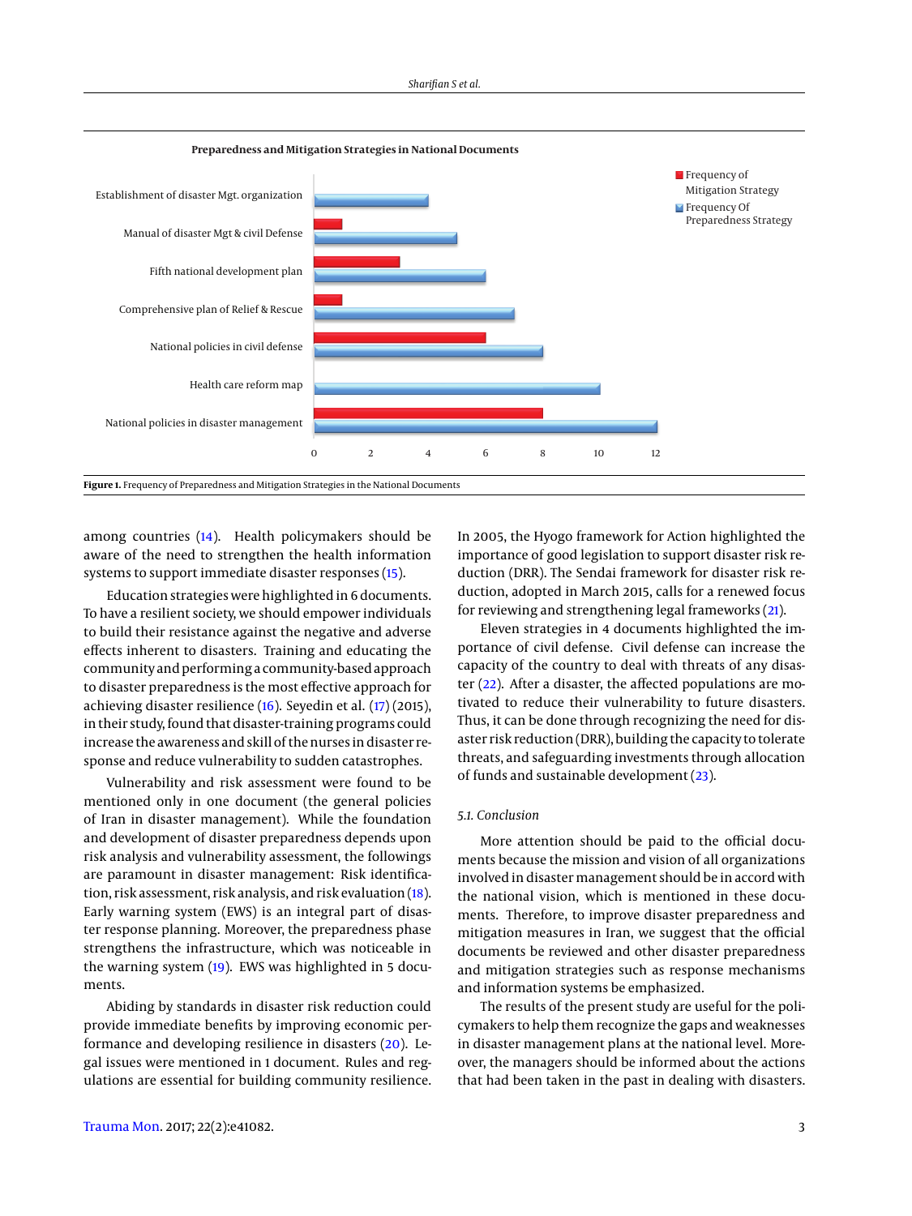**Preparedness and Mitigation Strategies in National Documents**

| Document | Frequency of Mitigation Strategy | Frequency Of Preparedness Strategy |
|---|---|---|
| Establishment of disaster Mgt. organization | | 4 |
| Manual of disaster Mgt & civil Defense | 1 | 5 |
| Fifth national development plan | 3 | 6 |
| Comprehensive plan of Relief & Rescue | 1 | 7 |
| National policies in civil defense | 6 | 8 |
| Health care reform map | | 10 |
| National policies in disaster management | 8 | 12 |

**Figure 1.** Frequency of Preparedness and Mitigation Strategies in the National Documents

among countries (14). Health policymakers should be aware of the need to strengthen the health information systems to support immediate disaster responses (15).

Education strategies were highlighted in 6 documents. To have a resilient society, we should empower individuals to build their resistance against the negative and adverse effects inherent to disasters. Training and educating the community and performing a community-based approach to disaster preparedness is the most effective approach for achieving disaster resilience (16). Seyedin et al. (17) (2015), in their study, found that disaster-training programs could increase the awareness and skill of the nurses in disaster response and reduce vulnerability to sudden catastrophes.

Vulnerability and risk assessment were found to be mentioned only in one document (the general policies of Iran in disaster management). While the foundation and development of disaster preparedness depends upon risk analysis and vulnerability assessment, the followings are paramount in disaster management: Risk identification, risk assessment, risk analysis, and risk evaluation (18). Early warning system (EWS) is an integral part of disaster response planning. Moreover, the preparedness phase strengthens the infrastructure, which was noticeable in the warning system (19). EWS was highlighted in 5 documents.

Abiding by standards in disaster risk reduction could provide immediate benefits by improving economic performance and developing resilience in disasters (20). Legal issues were mentioned in 1 document. Rules and regulations are essential for building community resilience. In 2005, the Hyogo framework for Action highlighted the importance of good legislation to support disaster risk reduction (DRR). The Sendai framework for disaster risk reduction, adopted in March 2015, calls for a renewed focus for reviewing and strengthening legal frameworks (21).

Eleven strategies in 4 documents highlighted the importance of civil defense. Civil defense can increase the capacity of the country to deal with threats of any disaster (22). After a disaster, the affected populations are motivated to reduce their vulnerability to future disasters. Thus, it can be done through recognizing the need for disaster risk reduction (DRR), building the capacity to tolerate threats, and safeguarding investments through allocation of funds and sustainable development (23).

### 5.1. Conclusion

More attention should be paid to the official documents because the mission and vision of all organizations involved in disaster management should be in accord with the national vision, which is mentioned in these documents. Therefore, to improve disaster preparedness and mitigation measures in Iran, we suggest that the official documents be reviewed and other disaster preparedness and mitigation strategies such as response mechanisms and information systems be emphasized.

The results of the present study are useful for the policymakers to help them recognize the gaps and weaknesses in disaster management plans at the national level. Moreover, the managers should be informed about the actions that had been taken in the past in dealing with disasters.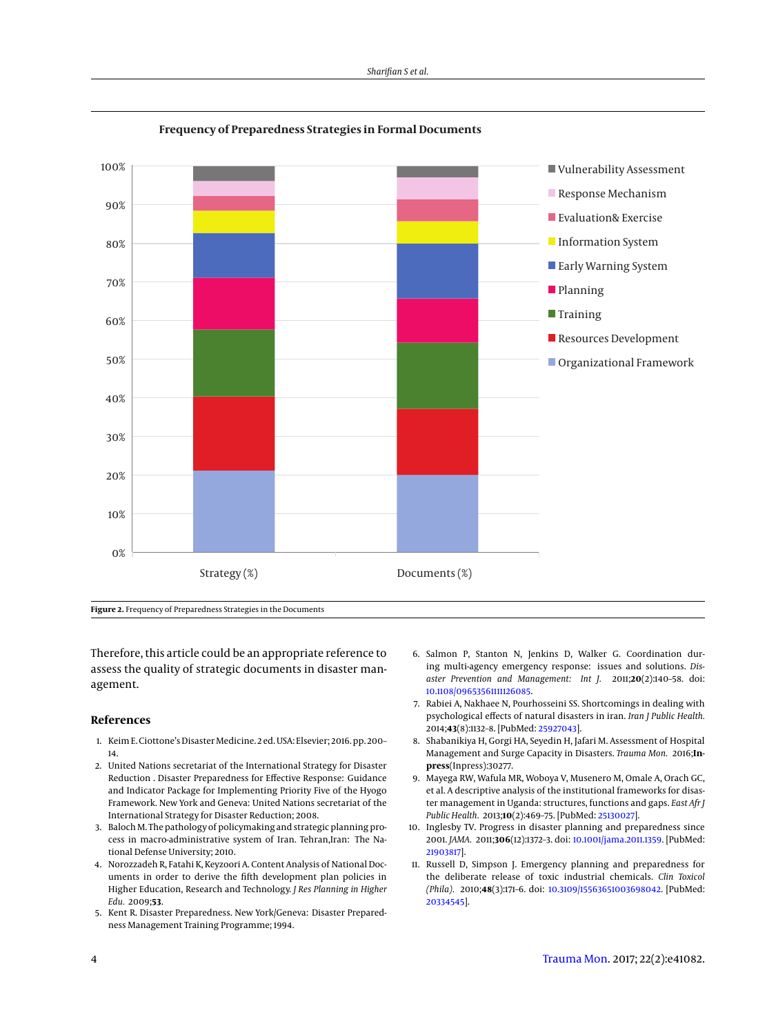**Figure 2.** Frequency of Preparedness Strategies in the Documents

Therefore, this article could be an appropriate reference to assess the quality of strategic documents in disaster management.

## References

1. Keim E. Ciottone's Disaster Medicine. 2 ed. USA: Elsevier; 2016. pp. 200–14.
2. United Nations secretariat of the International Strategy for Disaster Reduction . Disaster Preparedness for Effective Response: Guidance and Indicator Package for Implementing Priority Five of the Hyogo Framework. New York and Geneva: United Nations secretariat of the International Strategy for Disaster Reduction; 2008.
3. Baloch M. The pathology of policymaking and strategic planning process in macro-administrative system of Iran. Tehran,Iran: The National Defense University; 2010.
4. Norozzadeh R, Fatahi K, Keyzoori A. Content Analysis of National Documents in order to derive the fifth development plan policies in Higher Education, Research and Technology. *J Res Planning in Higher Edu.* 2009;**53**.
5. Kent R. Disaster Preparedness. New York/Geneva: Disaster Preparedness Management Training Programme; 1994.
6. Salmon P, Stanton N, Jenkins D, Walker G. Coordination during multi-agency emergency response: issues and solutions. *Disaster Prevention and Management: Int J.* 2011;**20**(2):140–58. doi: 10.1108/09653561111126085.
7. Rabiei A, Nakhaee N, Pourhosseini SS. Shortcomings in dealing with psychological effects of natural disasters in iran. *Iran J Public Health.* 2014;**43**(8):1132–8. [PubMed: 25927043].
8. Shabanikiya H, Gorgi HA, Seyedin H, Jafari M. Assessment of Hospital Management and Surge Capacity in Disasters. *Trauma Mon.* 2016;**In-press**(Inpress):30277.
9. Mayega RW, Wafula MR, Woboya V, Musenero M, Omale A, Orach GC, et al. A descriptive analysis of the institutional frameworks for disaster management in Uganda: structures, functions and gaps. *East Afr J Public Health.* 2013;**10**(2):469–75. [PubMed: 25130027].
10. Inglesby TV. Progress in disaster planning and preparedness since 2001. *JAMA.* 2011;**306**(12):1372–3. doi: 10.1001/jama.2011.1359. [PubMed: 21903817].
11. Russell D, Simpson J. Emergency planning and preparedness for the deliberate release of toxic industrial chemicals. *Clin Toxicol (Phila).* 2010;**48**(3):171–6. doi: 10.3109/15563651003698042. [PubMed: 20334545].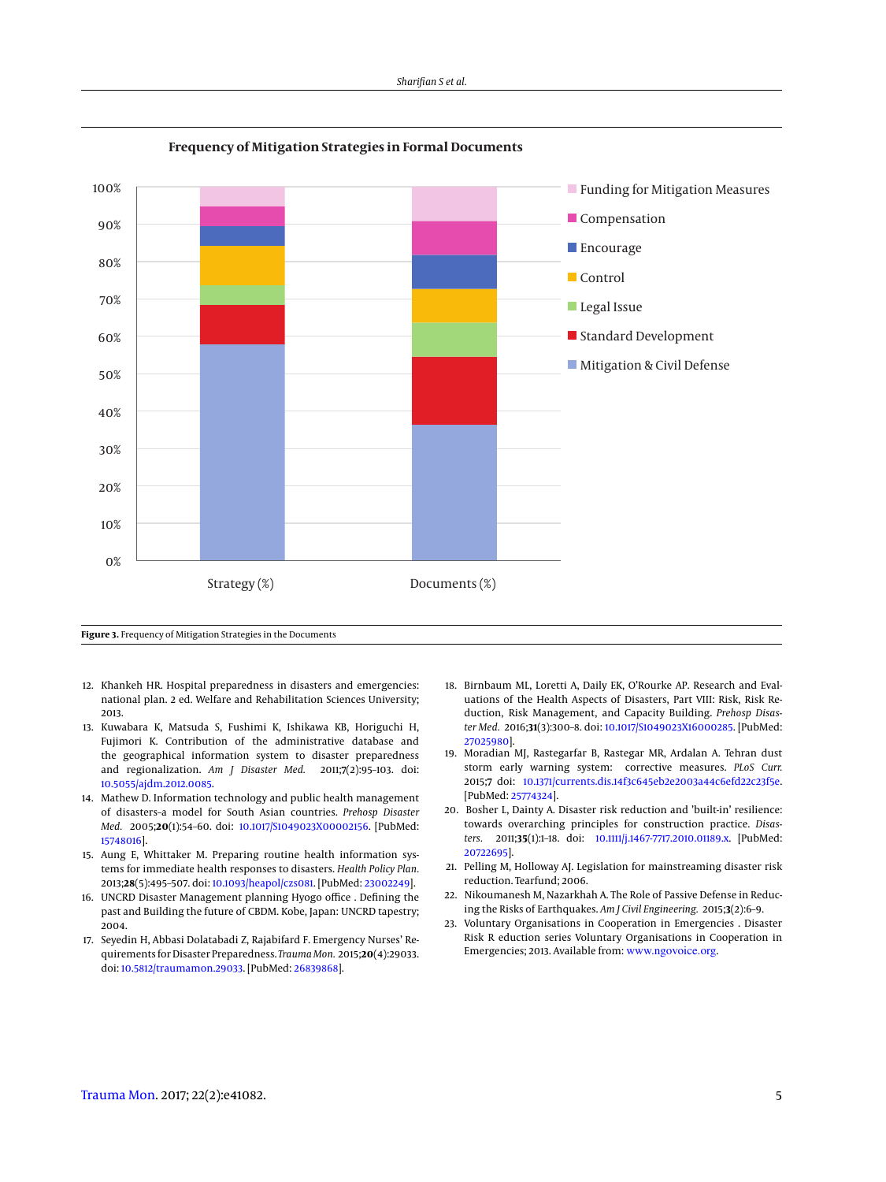**Figure 3.** Frequency of Mitigation Strategies in the Documents

12. Khankeh HR. Hospital preparedness in disasters and emergencies: national plan. 2 ed. Welfare and Rehabilitation Sciences University; 2013.
13. Kuwabara K, Matsuda S, Fushimi K, Ishikawa KB, Horiguchi H, Fujimori K. Contribution of the administrative database and the geographical information system to disaster preparedness and regionalization. *Am J Disaster Med.* 2011;**7**(2):95–103. doi: 10.5055/ajdm.2012.0085.
14. Mathew D. Information technology and public health management of disasters–a model for South Asian countries. *Prehosp Disaster Med.* 2005;**20**(1):54–60. doi: 10.1017/S1049023X00002156. [PubMed: 15748016].
15. Aung E, Whittaker M. Preparing routine health information systems for immediate health responses to disasters. *Health Policy Plan.* 2013;**28**(5):495–507. doi: 10.1093/heapol/czs081. [PubMed: 23002249].
16. UNCRD Disaster Management planning Hyogo office . Defining the past and Building the future of CBDM. Kobe, Japan: UNCRD tapestry; 2004.
17. Seyedin H, Abbasi Dolatabadi Z, Rajabifard F. Emergency Nurses' Requirements for Disaster Preparedness. *Trauma Mon.* 2015;**20**(4):29033. doi: 10.5812/traumamon.29033. [PubMed: 26839868].
18. Birnbaum ML, Loretti A, Daily EK, O'Rourke AP. Research and Evaluations of the Health Aspects of Disasters, Part VIII: Risk, Risk Reduction, Risk Management, and Capacity Building. *Prehosp Disaster Med.* 2016;**31**(3):300–8. doi: 10.1017/S1049023X16000285. [PubMed: 27025980].
19. Moradian MJ, Rastegarfar B, Rastegar MR, Ardalan A. Tehran dust storm early warning system: corrective measures. *PLoS Curr.* 2015;**7** doi: 10.1371/currents.dis.14f3c645eb2e2003a44c6efd22c23f5e. [PubMed: 25774324].
20. Bosher L, Dainty A. Disaster risk reduction and 'built-in' resilience: towards overarching principles for construction practice. *Disasters.* 2011;**35**(1):1–18. doi: 10.1111/j.1467-7717.2010.01189.x. [PubMed: 20722695].
21. Pelling M, Holloway AJ. Legislation for mainstreaming disaster risk reduction. Tearfund; 2006.
22. Nikoumanesh M, Nazarkhah A. The Role of Passive Defense in Reducing the Risks of Earthquakes. *Am J Civil Engineering.* 2015;**3**(2):6–9.
23. Voluntary Organisations in Cooperation in Emergencies . Disaster Risk R eduction series Voluntary Organisations in Cooperation in Emergencies; 2013. Available from: www.ngovoice.org.